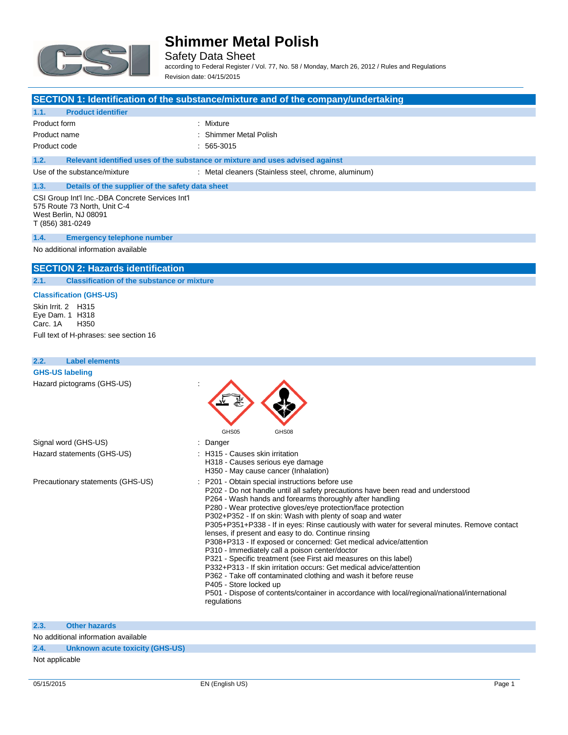# Shimmer Metal Polish

Safety Data Sheet

according to Federal Register / Vol. 77, No. 58 / Monday, March 26, 2012 / Rules and Regulations

Revision date: 04/15/2015

## SECTION 1: Identification of the substance/mixture and of the company/undertaking

### 1.1. Product identifier

| | |
|---|---|
| Product form | : Mixture |
| Product name | : Shimmer Metal Polish |
| Product code | : 565-3015 |

### 1.2. Relevant identified uses of the substance or mixture and uses advised against

| | |
|---|---|
| Use of the substance/mixture | : Metal cleaners (Stainless steel, chrome, aluminum) |

### 1.3. Details of the supplier of the safety data sheet

CSI Group Int'l Inc.-DBA Concrete Services Int'l
575 Route 73 North, Unit C-4
West Berlin, NJ 08091
T (856) 381-0249

### 1.4. Emergency telephone number

No additional information available

## SECTION 2: Hazards identification

### 2.1. Classification of the substance or mixture

**Classification (GHS-US)**

Skin Irrit. 2 H315
Eye Dam. 1 H318
Carc. 1A H350

Full text of H-phrases: see section 16

### 2.2. Label elements

**GHS-US labeling**

Hazard pictograms (GHS-US) : GHS05, GHS08

Signal word (GHS-US) : Danger

Hazard statements (GHS-US) :
- H315 - Causes skin irritation
- H318 - Causes serious eye damage
- H350 - May cause cancer (Inhalation)

Precautionary statements (GHS-US) :
- P201 - Obtain special instructions before use
- P202 - Do not handle until all safety precautions have been read and understood
- P264 - Wash hands and forearms thoroughly after handling
- P280 - Wear protective gloves/eye protection/face protection
- P302+P352 - If on skin: Wash with plenty of soap and water
- P305+P351+P338 - If in eyes: Rinse cautiously with water for several minutes. Remove contact lenses, if present and easy to do. Continue rinsing
- P308+P313 - If exposed or concerned: Get medical advice/attention
- P310 - Immediately call a poison center/doctor
- P321 - Specific treatment (see First aid measures on this label)
- P332+P313 - If skin irritation occurs: Get medical advice/attention
- P362 - Take off contaminated clothing and wash it before reuse
- P405 - Store locked up
- P501 - Dispose of contents/container in accordance with local/regional/national/international regulations

### 2.3. Other hazards

No additional information available

### 2.4. Unknown acute toxicity (GHS-US)

Not applicable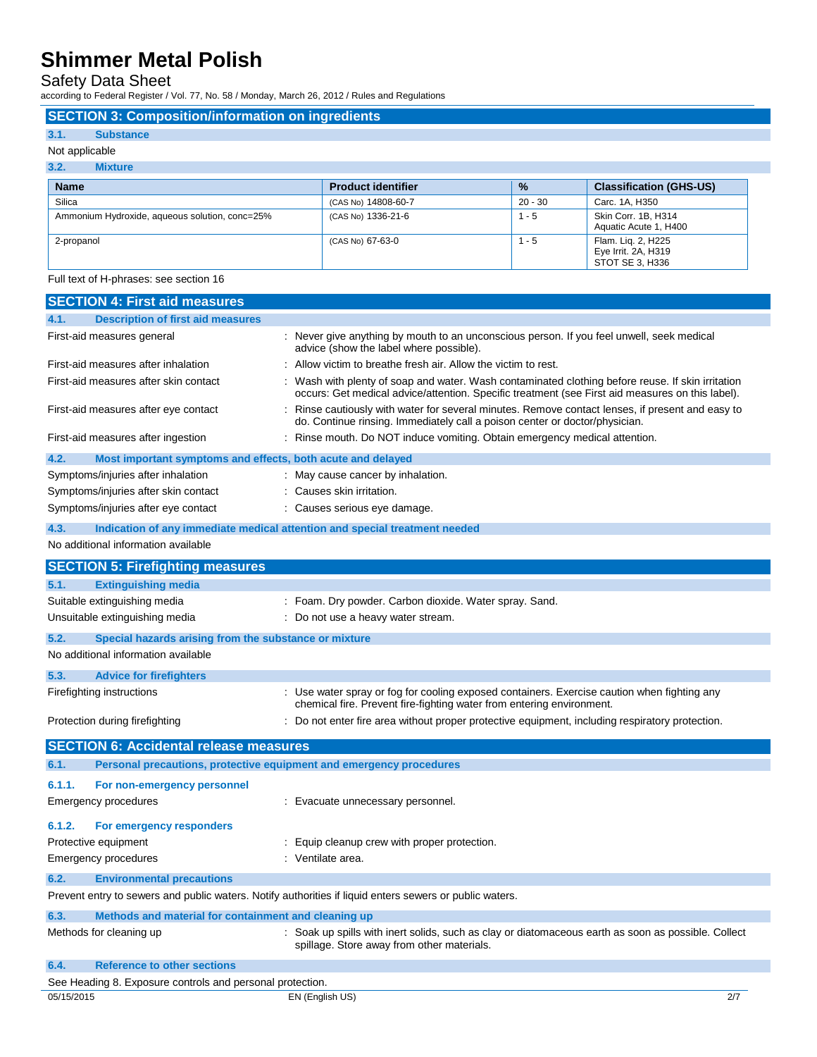## SECTION 3: Composition/information on ingredients

### 3.1. Substance

Not applicable

### 3.2. Mixture

| Name | Product identifier | % | Classification (GHS-US) |
|---|---|---|---|
| Silica | (CAS No) 14808-60-7 | 20 - 30 | Carc. 1A, H350 |
| Ammonium Hydroxide, aqueous solution, conc=25% | (CAS No) 1336-21-6 | 1 - 5 | Skin Corr. 1B, H314<br>Aquatic Acute 1, H400 |
| 2-propanol | (CAS No) 67-63-0 | 1 - 5 | Flam. Liq. 2, H225<br>Eye Irrit. 2A, H319<br>STOT SE 3, H336 |

Full text of H-phrases: see section 16

## SECTION 4: First aid measures

### 4.1. Description of first aid measures

First-aid measures general : Never give anything by mouth to an unconscious person. If you feel unwell, seek medical advice (show the label where possible).

First-aid measures after inhalation : Allow victim to breathe fresh air. Allow the victim to rest.

First-aid measures after skin contact : Wash with plenty of soap and water. Wash contaminated clothing before reuse. If skin irritation occurs: Get medical advice/attention. Specific treatment (see First aid measures on this label).

First-aid measures after eye contact : Rinse cautiously with water for several minutes. Remove contact lenses, if present and easy to do. Continue rinsing. Immediately call a poison center or doctor/physician.

First-aid measures after ingestion : Rinse mouth. Do NOT induce vomiting. Obtain emergency medical attention.

### 4.2. Most important symptoms and effects, both acute and delayed

Symptoms/injuries after inhalation : May cause cancer by inhalation.

Symptoms/injuries after skin contact : Causes skin irritation.

Symptoms/injuries after eye contact : Causes serious eye damage.

### 4.3. Indication of any immediate medical attention and special treatment needed

No additional information available

## SECTION 5: Firefighting measures

### 5.1. Extinguishing media

Suitable extinguishing media : Foam. Dry powder. Carbon dioxide. Water spray. Sand.

Unsuitable extinguishing media : Do not use a heavy water stream.

### 5.2. Special hazards arising from the substance or mixture

No additional information available

### 5.3. Advice for firefighters

Firefighting instructions : Use water spray or fog for cooling exposed containers. Exercise caution when fighting any chemical fire. Prevent fire-fighting water from entering environment.

Protection during firefighting : Do not enter fire area without proper protective equipment, including respiratory protection.

## SECTION 6: Accidental release measures

### 6.1. Personal precautions, protective equipment and emergency procedures

#### 6.1.1. For non-emergency personnel

Emergency procedures : Evacuate unnecessary personnel.

#### 6.1.2. For emergency responders

Protective equipment : Equip cleanup crew with proper protection.

Emergency procedures : Ventilate area.

### 6.2. Environmental precautions

Prevent entry to sewers and public waters. Notify authorities if liquid enters sewers or public waters.

### 6.3. Methods and material for containment and cleaning up

Methods for cleaning up : Soak up spills with inert solids, such as clay or diatomaceous earth as soon as possible. Collect spillage. Store away from other materials.

### 6.4. Reference to other sections

See Heading 8. Exposure controls and personal protection.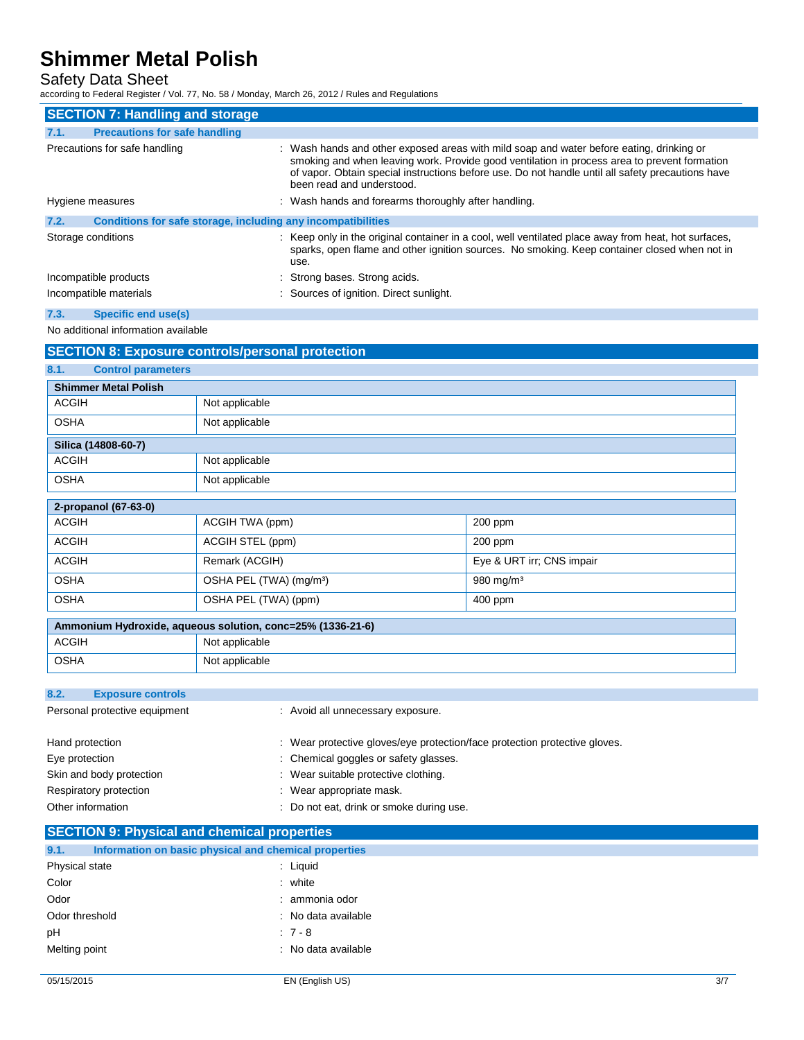## SECTION 7: Handling and storage

### 7.1. Precautions for safe handling

Precautions for safe handling : Wash hands and other exposed areas with mild soap and water before eating, drinking or smoking and when leaving work. Provide good ventilation in process area to prevent formation of vapor. Obtain special instructions before use. Do not handle until all safety precautions have been read and understood.

Hygiene measures : Wash hands and forearms thoroughly after handling.

### 7.2. Conditions for safe storage, including any incompatibilities

Storage conditions : Keep only in the original container in a cool, well ventilated place away from heat, hot surfaces, sparks, open flame and other ignition sources. No smoking. Keep container closed when not in use.

Incompatible products : Strong bases. Strong acids.

Incompatible materials : Sources of ignition. Direct sunlight.

### 7.3. Specific end use(s)

No additional information available

## SECTION 8: Exposure controls/personal protection

### 8.1. Control parameters

| Shimmer Metal Polish | |
|---|---|
| ACGIH | Not applicable |
| OSHA | Not applicable |

| Silica (14808-60-7) | |
|---|---|
| ACGIH | Not applicable |
| OSHA | Not applicable |

| 2-propanol (67-63-0) | | |
|---|---|---|
| ACGIH | ACGIH TWA (ppm) | 200 ppm |
| ACGIH | ACGIH STEL (ppm) | 200 ppm |
| ACGIH | Remark (ACGIH) | Eye & URT irr; CNS impair |
| OSHA | OSHA PEL (TWA) (mg/m³) | 980 mg/m³ |
| OSHA | OSHA PEL (TWA) (ppm) | 400 ppm |

| Ammonium Hydroxide, aqueous solution, conc=25% (1336-21-6) | |
|---|---|
| ACGIH | Not applicable |
| OSHA | Not applicable |

### 8.2. Exposure controls

Personal protective equipment : Avoid all unnecessary exposure.

Hand protection : Wear protective gloves/eye protection/face protection protective gloves.

Eye protection : Chemical goggles or safety glasses.

Skin and body protection : Wear suitable protective clothing.

Respiratory protection : Wear appropriate mask.

Other information : Do not eat, drink or smoke during use.

## SECTION 9: Physical and chemical properties

### 9.1. Information on basic physical and chemical properties

Physical state : Liquid

Color : white

Odor : ammonia odor

Odor threshold : No data available

pH : 7 - 8

Melting point : No data available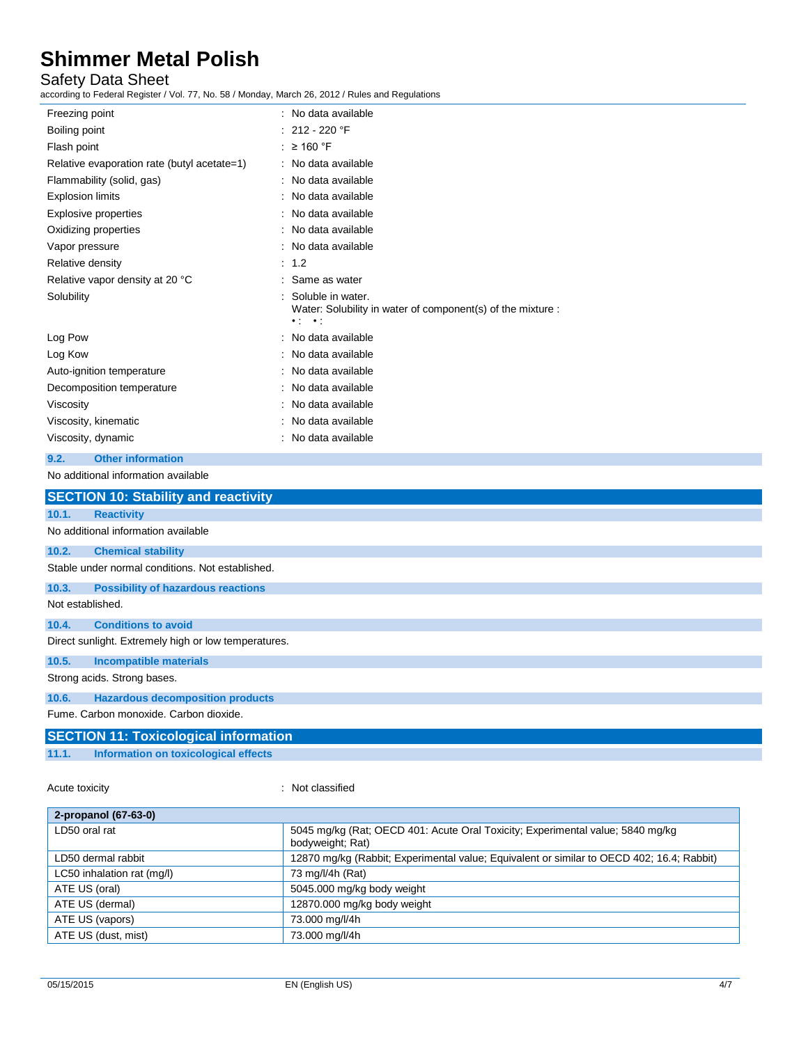| | |
|---|---|
| Freezing point | : No data available |
| Boiling point | : 212 - 220 °F |
| Flash point | : ≥ 160 °F |
| Relative evaporation rate (butyl acetate=1) | : No data available |
| Flammability (solid, gas) | : No data available |
| Explosion limits | : No data available |
| Explosive properties | : No data available |
| Oxidizing properties | : No data available |
| Vapor pressure | : No data available |
| Relative density | : 1.2 |
| Relative vapor density at 20 °C | : Same as water |
| Solubility | : Soluble in water. Water: Solubility in water of component(s) of the mixture : • : • : |
| Log Pow | : No data available |
| Log Kow | : No data available |
| Auto-ignition temperature | : No data available |
| Decomposition temperature | : No data available |
| Viscosity | : No data available |
| Viscosity, kinematic | : No data available |
| Viscosity, dynamic | : No data available |

### 9.2. Other information

No additional information available

## SECTION 10: Stability and reactivity

### 10.1. Reactivity

No additional information available

### 10.2. Chemical stability

Stable under normal conditions. Not established.

### 10.3. Possibility of hazardous reactions

Not established.

### 10.4. Conditions to avoid

Direct sunlight. Extremely high or low temperatures.

### 10.5. Incompatible materials

Strong acids. Strong bases.

### 10.6. Hazardous decomposition products

Fume. Carbon monoxide. Carbon dioxide.

## SECTION 11: Toxicological information

### 11.1. Information on toxicological effects

Acute toxicity : Not classified

| 2-propanol (67-63-0) | |
|---|---|
| LD50 oral rat | 5045 mg/kg (Rat; OECD 401: Acute Oral Toxicity; Experimental value; 5840 mg/kg bodyweight; Rat) |
| LD50 dermal rabbit | 12870 mg/kg (Rabbit; Experimental value; Equivalent or similar to OECD 402; 16.4; Rabbit) |
| LC50 inhalation rat (mg/l) | 73 mg/l/4h (Rat) |
| ATE US (oral) | 5045.000 mg/kg body weight |
| ATE US (dermal) | 12870.000 mg/kg body weight |
| ATE US (vapors) | 73.000 mg/l/4h |
| ATE US (dust, mist) | 73.000 mg/l/4h |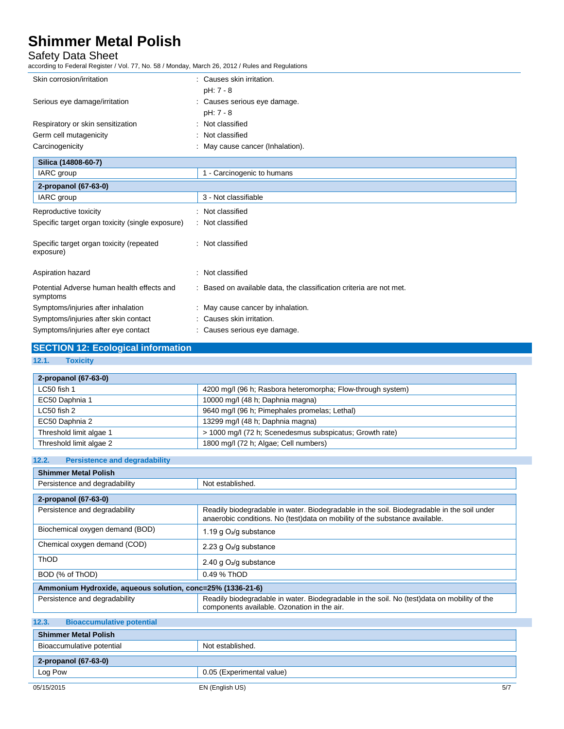Skin corrosion/irritation : Causes skin irritation.

pH: 7 - 8

Serious eye damage/irritation : Causes serious eye damage.

pH: 7 - 8

Respiratory or skin sensitization : Not classified

Germ cell mutagenicity : Not classified

Carcinogenicity : May cause cancer (Inhalation).

| Silica (14808-60-7) | |
|---|---|
| IARC group | 1 - Carcinogenic to humans |

| 2-propanol (67-63-0) | |
|---|---|
| IARC group | 3 - Not classifiable |

Reproductive toxicity : Not classified

Specific target organ toxicity (single exposure) : Not classified

Specific target organ toxicity (repeated exposure) : Not classified

Aspiration hazard : Not classified

Potential Adverse human health effects and symptoms : Based on available data, the classification criteria are not met.

Symptoms/injuries after inhalation : May cause cancer by inhalation.

Symptoms/injuries after skin contact : Causes skin irritation.

Symptoms/injuries after eye contact : Causes serious eye damage.

## SECTION 12: Ecological information

### 12.1. Toxicity

| 2-propanol (67-63-0) | |
|---|---|
| LC50 fish 1 | 4200 mg/l (96 h; Rasbora heteromorpha; Flow-through system) |
| EC50 Daphnia 1 | 10000 mg/l (48 h; Daphnia magna) |
| LC50 fish 2 | 9640 mg/l (96 h; Pimephales promelas; Lethal) |
| EC50 Daphnia 2 | 13299 mg/l (48 h; Daphnia magna) |
| Threshold limit algae 1 | > 1000 mg/l (72 h; Scenedesmus subspicatus; Growth rate) |
| Threshold limit algae 2 | 1800 mg/l (72 h; Algae; Cell numbers) |

### 12.2. Persistence and degradability

| Shimmer Metal Polish | |
|---|---|
| Persistence and degradability | Not established. |

| 2-propanol (67-63-0) | |
|---|---|
| Persistence and degradability | Readily biodegradable in water. Biodegradable in the soil. Biodegradable in the soil under anaerobic conditions. No (test)data on mobility of the substance available. |
| Biochemical oxygen demand (BOD) | 1.19 g $O_2$/g substance |
| Chemical oxygen demand (COD) | 2.23 g $O_2$/g substance |
| ThOD | 2.40 g $O_2$/g substance |
| BOD (% of ThOD) | 0.49 % ThOD |

| Ammonium Hydroxide, aqueous solution, conc=25% (1336-21-6) | |
|---|---|
| Persistence and degradability | Readily biodegradable in water. Biodegradable in the soil. No (test)data on mobility of the components available. Ozonation in the air. |

### 12.3. Bioaccumulative potential

| Shimmer Metal Polish | |
|---|---|
| Bioaccumulative potential | Not established. |

| 2-propanol (67-63-0) | |
|---|---|
| Log Pow | 0.05 (Experimental value) |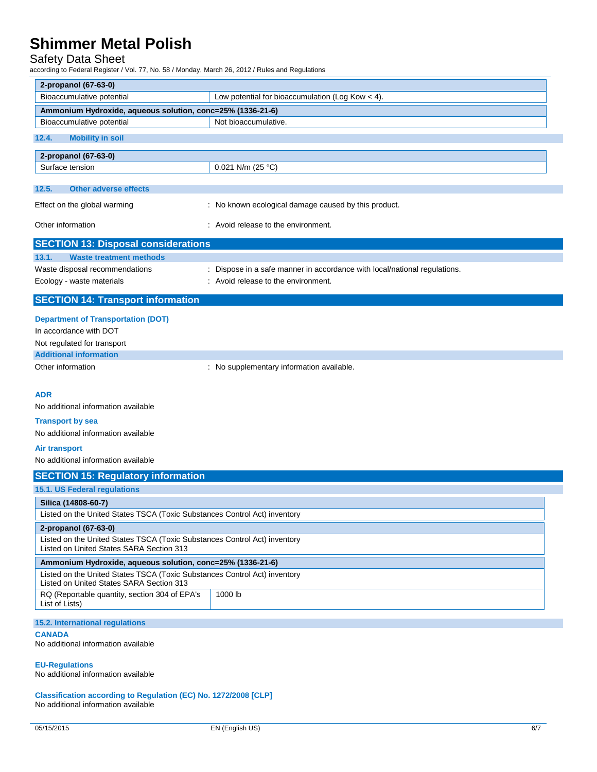| 2-propanol (67-63-0) | |
|---|---|
| Bioaccumulative potential | Low potential for bioaccumulation (Log Kow < 4). |

| Ammonium Hydroxide, aqueous solution, conc=25% (1336-21-6) | |
|---|---|
| Bioaccumulative potential | Not bioaccumulative. |

### 12.4. Mobility in soil

| 2-propanol (67-63-0) | |
|---|---|
| Surface tension | 0.021 N/m (25 °C) |

### 12.5. Other adverse effects

Effect on the global warming : No known ecological damage caused by this product.

Other information : Avoid release to the environment.

## SECTION 13: Disposal considerations

### 13.1. Waste treatment methods

Waste disposal recommendations : Dispose in a safe manner in accordance with local/national regulations.

Ecology - waste materials : Avoid release to the environment.

## SECTION 14: Transport information

**Department of Transportation (DOT)**

In accordance with DOT

Not regulated for transport

**Additional information**

Other information : No supplementary information available.

**ADR**

No additional information available

**Transport by sea**

No additional information available

**Air transport**

No additional information available

## SECTION 15: Regulatory information

### 15.1. US Federal regulations

| Silica (14808-60-7) |
|---|
| Listed on the United States TSCA (Toxic Substances Control Act) inventory |

| 2-propanol (67-63-0) |
|---|
| Listed on the United States TSCA (Toxic Substances Control Act) inventory<br>Listed on United States SARA Section 313 |

| Ammonium Hydroxide, aqueous solution, conc=25% (1336-21-6) | |
|---|---|
| Listed on the United States TSCA (Toxic Substances Control Act) inventory<br>Listed on United States SARA Section 313 | |
| RQ (Reportable quantity, section 304 of EPA's List of Lists) | 1000 lb |

### 15.2. International regulations

**CANADA**

No additional information available

**EU-Regulations**

No additional information available

**Classification according to Regulation (EC) No. 1272/2008 [CLP]**

No additional information available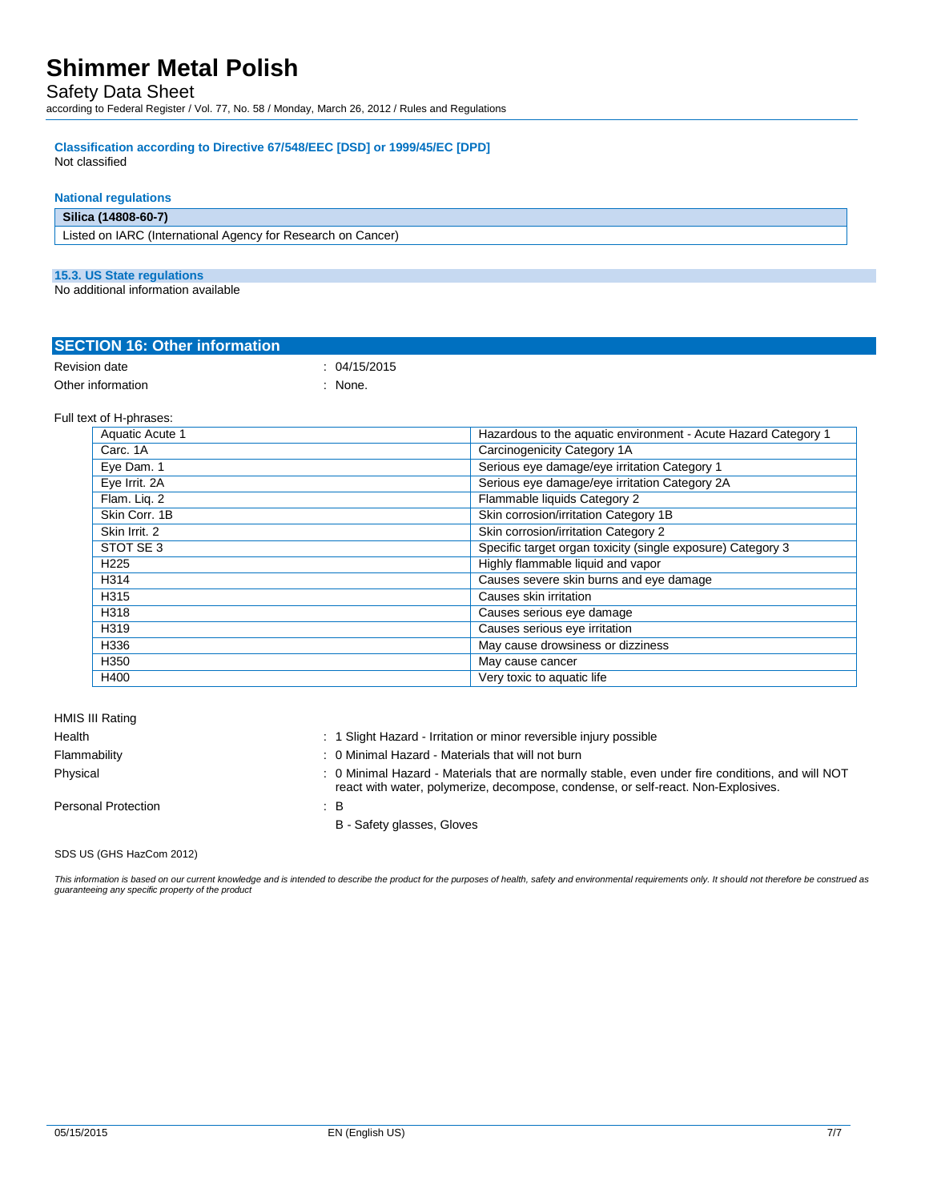**Classification according to Directive 67/548/EEC [DSD] or 1999/45/EC [DPD]**

Not classified

**National regulations**

| Silica (14808-60-7) |
|---|
| Listed on IARC (International Agency for Research on Cancer) |

### 15.3. US State regulations

No additional information available

## SECTION 16: Other information

| | |
|---|---|
| Revision date | : 04/15/2015 |
| Other information | : None. |

Full text of H-phrases:

| | |
|---|---|
| Aquatic Acute 1 | Hazardous to the aquatic environment - Acute Hazard Category 1 |
| Carc. 1A | Carcinogenicity Category 1A |
| Eye Dam. 1 | Serious eye damage/eye irritation Category 1 |
| Eye Irrit. 2A | Serious eye damage/eye irritation Category 2A |
| Flam. Liq. 2 | Flammable liquids Category 2 |
| Skin Corr. 1B | Skin corrosion/irritation Category 1B |
| Skin Irrit. 2 | Skin corrosion/irritation Category 2 |
| STOT SE 3 | Specific target organ toxicity (single exposure) Category 3 |
| H225 | Highly flammable liquid and vapor |
| H314 | Causes severe skin burns and eye damage |
| H315 | Causes skin irritation |
| H318 | Causes serious eye damage |
| H319 | Causes serious eye irritation |
| H336 | May cause drowsiness or dizziness |
| H350 | May cause cancer |
| H400 | Very toxic to aquatic life |

HMIS III Rating

| | |
|---|---|
| Health | : 1 Slight Hazard - Irritation or minor reversible injury possible |
| Flammability | : 0 Minimal Hazard - Materials that will not burn |
| Physical | : 0 Minimal Hazard - Materials that are normally stable, even under fire conditions, and will NOT react with water, polymerize, decompose, condense, or self-react. Non-Explosives. |
| Personal Protection | : B |
| | B - Safety glasses, Gloves |

SDS US (GHS HazCom 2012)

*This information is based on our current knowledge and is intended to describe the product for the purposes of health, safety and environmental requirements only. It should not therefore be construed as guaranteeing any specific property of the product*